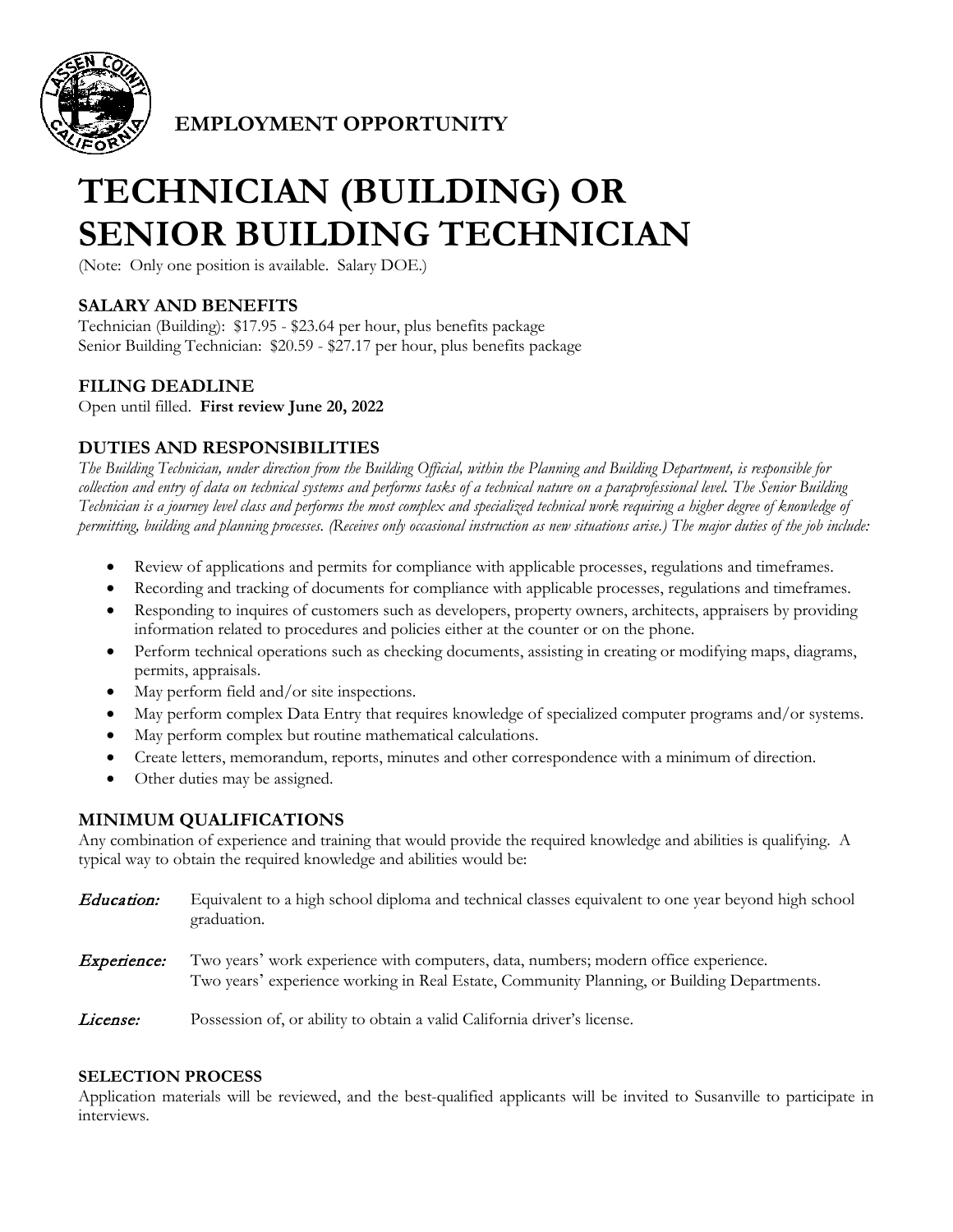**EMPLOYMENT OPPORTUNITY**

# TECHNICIAN (BUILDING) OR SENIOR BUILDING TECHNICIAN

(Note: Only one position is available. Salary DOE.)

## SALARY AND BENEFITS

Technician (Building): $17.95 - $23.64 per hour, plus benefits package
Senior Building Technician: $20.59 - $27.17 per hour, plus benefits package

## FILING DEADLINE

Open until filled. **First review June 20, 2022**

## DUTIES AND RESPONSIBILITIES

*The Building Technician, under direction from the Building Official, within the Planning and Building Department, is responsible for collection and entry of data on technical systems and performs tasks of a technical nature on a paraprofessional level. The Senior Building Technician is a journey level class and performs the most complex and specialized technical work requiring a higher degree of knowledge of permitting, building and planning processes. (Receives only occasional instruction as new situations arise.) The major duties of the job include:*

- Review of applications and permits for compliance with applicable processes, regulations and timeframes.
- Recording and tracking of documents for compliance with applicable processes, regulations and timeframes.
- Responding to inquires of customers such as developers, property owners, architects, appraisers by providing information related to procedures and policies either at the counter or on the phone.
- Perform technical operations such as checking documents, assisting in creating or modifying maps, diagrams, permits, appraisals.
- May perform field and/or site inspections.
- May perform complex Data Entry that requires knowledge of specialized computer programs and/or systems.
- May perform complex but routine mathematical calculations.
- Create letters, memorandum, reports, minutes and other correspondence with a minimum of direction.
- Other duties may be assigned.

## MINIMUM QUALIFICATIONS

Any combination of experience and training that would provide the required knowledge and abilities is qualifying. A typical way to obtain the required knowledge and abilities would be:

***Education:*** Equivalent to a high school diploma and technical classes equivalent to one year beyond high school graduation.

***Experience:*** Two years' work experience with computers, data, numbers; modern office experience.
Two years' experience working in Real Estate, Community Planning, or Building Departments.

***License:*** Possession of, or ability to obtain a valid California driver's license.

### SELECTION PROCESS

Application materials will be reviewed, and the best-qualified applicants will be invited to Susanville to participate in interviews.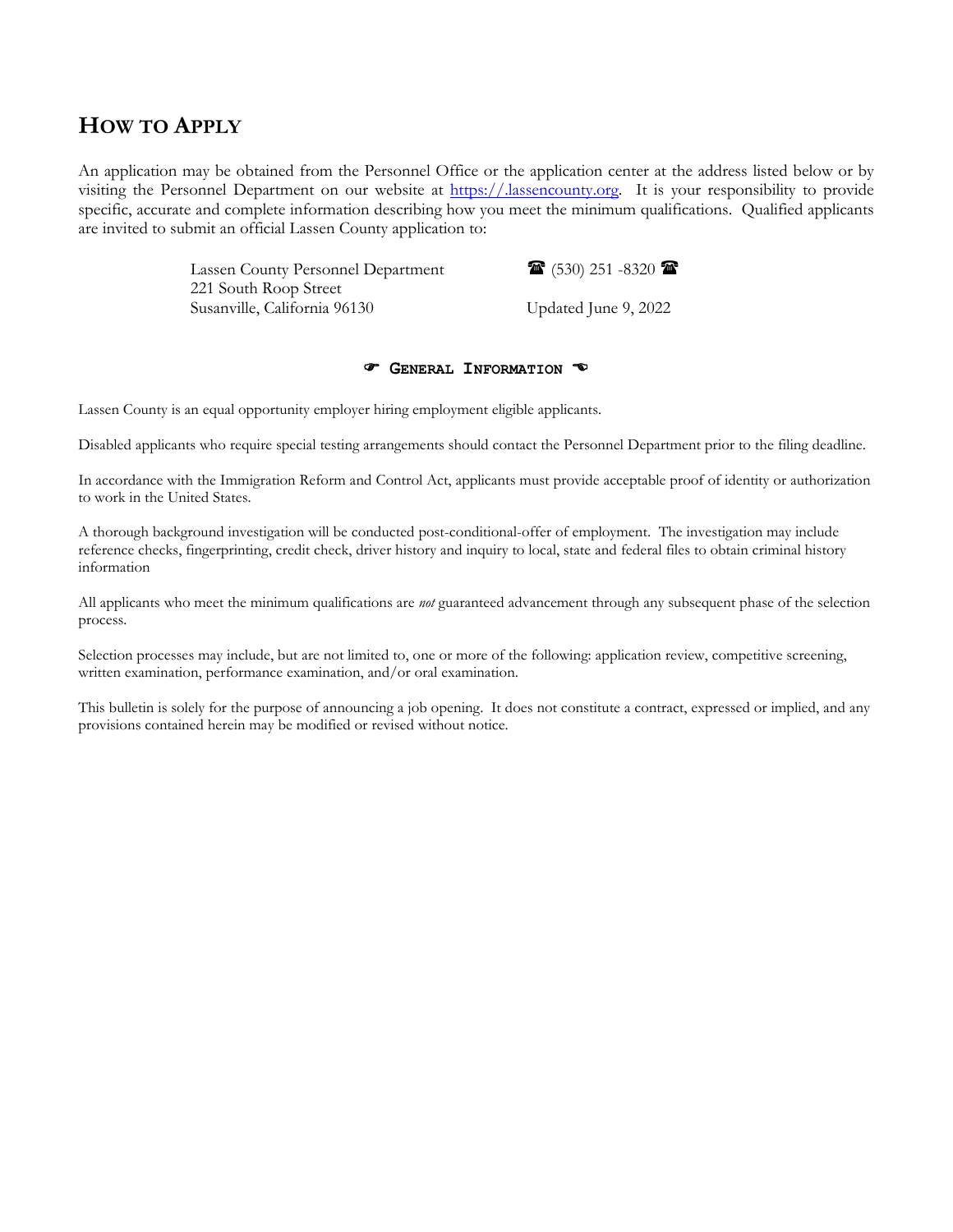## HOW TO APPLY

An application may be obtained from the Personnel Office or the application center at the address listed below or by visiting the Personnel Department on our website at https://.lassencounty.org. It is your responsibility to provide specific, accurate and complete information describing how you meet the minimum qualifications. Qualified applicants are invited to submit an official Lassen County application to:

Lassen County Personnel Department
221 South Roop Street
Susanville, California 96130

☎ (530) 251 -8320 ☎

Updated June 9, 2022

### ☛ GENERAL INFORMATION ☚

Lassen County is an equal opportunity employer hiring employment eligible applicants.

Disabled applicants who require special testing arrangements should contact the Personnel Department prior to the filing deadline.

In accordance with the Immigration Reform and Control Act, applicants must provide acceptable proof of identity or authorization to work in the United States.

A thorough background investigation will be conducted post-conditional-offer of employment. The investigation may include reference checks, fingerprinting, credit check, driver history and inquiry to local, state and federal files to obtain criminal history information

All applicants who meet the minimum qualifications are *not* guaranteed advancement through any subsequent phase of the selection process.

Selection processes may include, but are not limited to, one or more of the following: application review, competitive screening, written examination, performance examination, and/or oral examination.

This bulletin is solely for the purpose of announcing a job opening. It does not constitute a contract, expressed or implied, and any provisions contained herein may be modified or revised without notice.